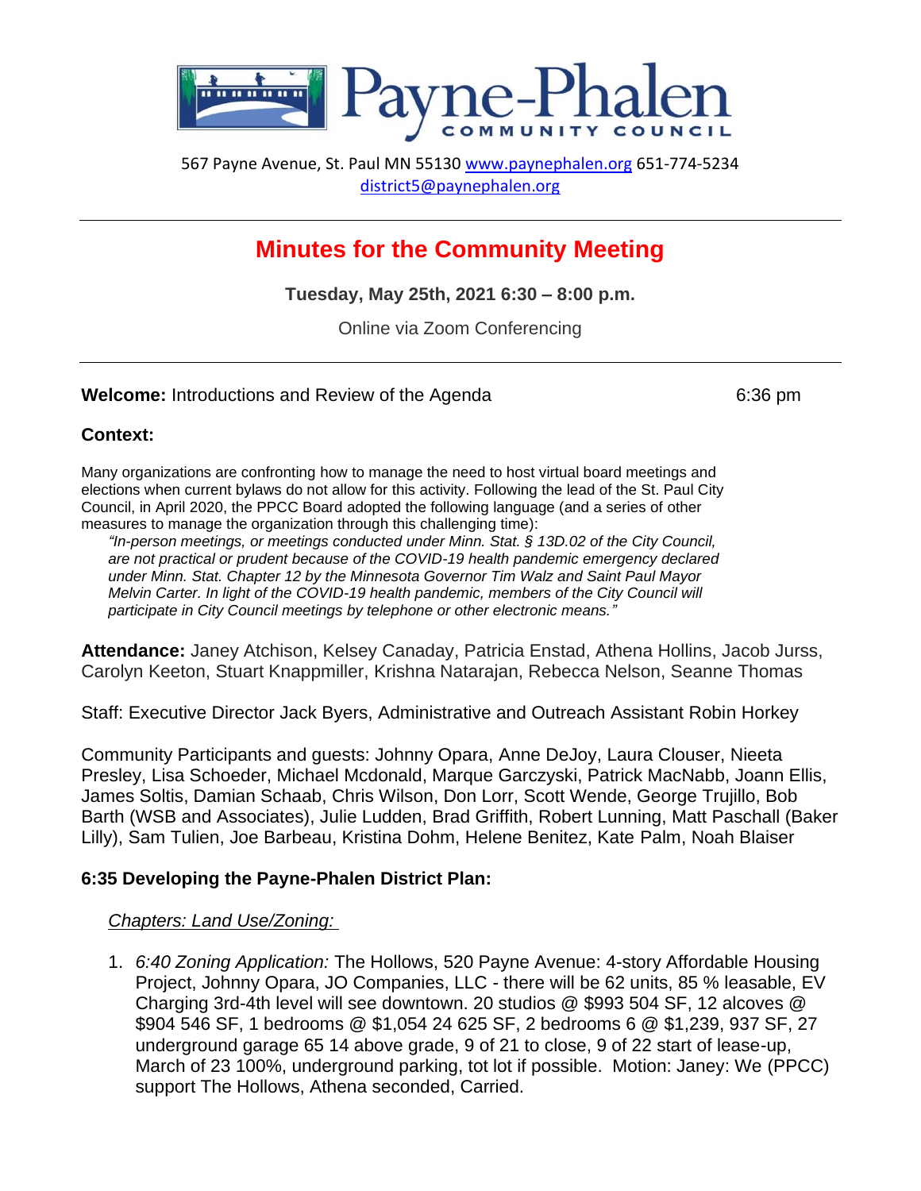# Payne-Phalen

COMMUNITY COUNCIL

567 Payne Avenue, St. Paul MN 55130 www.paynephalen.org 651-774-5234
district5@paynephalen.org

---

## Minutes for the Community Meeting

**Tuesday, May 25th, 2021 6:30 – 8:00 p.m.**

Online via Zoom Conferencing

---

**Welcome:** Introductions and Review of the Agenda 6:36 pm

**Context:**

Many organizations are confronting how to manage the need to host virtual board meetings and elections when current bylaws do not allow for this activity. Following the lead of the St. Paul City Council, in April 2020, the PPCC Board adopted the following language (and a series of other measures to manage the organization through this challenging time):

> *"In-person meetings, or meetings conducted under Minn. Stat. § 13D.02 of the City Council, are not practical or prudent because of the COVID-19 health pandemic emergency declared under Minn. Stat. Chapter 12 by the Minnesota Governor Tim Walz and Saint Paul Mayor Melvin Carter. In light of the COVID-19 health pandemic, members of the City Council will participate in City Council meetings by telephone or other electronic means."*

**Attendance:** Janey Atchison, Kelsey Canaday, Patricia Enstad, Athena Hollins, Jacob Jurss, Carolyn Keeton, Stuart Knappmiller, Krishna Natarajan, Rebecca Nelson, Seanne Thomas

Staff: Executive Director Jack Byers, Administrative and Outreach Assistant Robin Horkey

Community Participants and guests: Johnny Opara, Anne DeJoy, Laura Clouser, Nieeta Presley, Lisa Schoeder, Michael Mcdonald, Marque Garczyski, Patrick MacNabb, Joann Ellis, James Soltis, Damian Schaab, Chris Wilson, Don Lorr, Scott Wende, George Trujillo, Bob Barth (WSB and Associates), Julie Ludden, Brad Griffith, Robert Lunning, Matt Paschall (Baker Lilly), Sam Tulien, Joe Barbeau, Kristina Dohm, Helene Benitez, Kate Palm, Noah Blaiser

**6:35 Developing the Payne-Phalen District Plan:**

*Chapters: Land Use/Zoning:*

1. *6:40 Zoning Application:* The Hollows, 520 Payne Avenue: 4-story Affordable Housing Project, Johnny Opara, JO Companies, LLC - there will be 62 units, 85 % leasable, EV Charging 3rd-4th level will see downtown. 20 studios @ $993 504 SF, 12 alcoves @ $904 546 SF, 1 bedrooms @ $1,054 24 625 SF, 2 bedrooms 6 @ $1,239, 937 SF, 27 underground garage 65 14 above grade, 9 of 21 to close, 9 of 22 start of lease-up, March of 23 100%, underground parking, tot lot if possible. Motion: Janey: We (PPCC) support The Hollows, Athena seconded, Carried.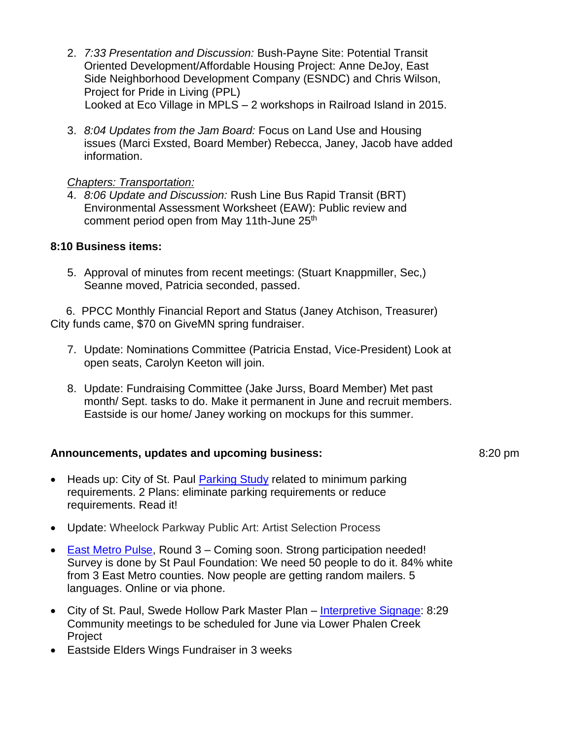2. *7:33 Presentation and Discussion:* Bush-Payne Site: Potential Transit Oriented Development/Affordable Housing Project: Anne DeJoy, East Side Neighborhood Development Company (ESNDC) and Chris Wilson, Project for Pride in Living (PPL)
   Looked at Eco Village in MPLS – 2 workshops in Railroad Island in 2015.

3. *8:04 Updates from the Jam Board:* Focus on Land Use and Housing issues (Marci Exsted, Board Member) Rebecca, Janey, Jacob have added information.

*Chapters: Transportation:*

4. *8:06 Update and Discussion:* Rush Line Bus Rapid Transit (BRT) Environmental Assessment Worksheet (EAW): Public review and comment period open from May 11th-June 25th

**8:10 Business items:**

5. Approval of minutes from recent meetings: (Stuart Knappmiller, Sec,) Seanne moved, Patricia seconded, passed.

6. PPCC Monthly Financial Report and Status (Janey Atchison, Treasurer) City funds came, $70 on GiveMN spring fundraiser.

7. Update: Nominations Committee (Patricia Enstad, Vice-President) Look at open seats, Carolyn Keeton will join.

8. Update: Fundraising Committee (Jake Jurss, Board Member) Met past month/ Sept. tasks to do. Make it permanent in June and recruit members. Eastside is our home/ Janey working on mockups for this summer.

**Announcements, updates and upcoming business:** 8:20 pm

- Heads up: City of St. Paul Parking Study related to minimum parking requirements. 2 Plans: eliminate parking requirements or reduce requirements. Read it!
- Update: Wheelock Parkway Public Art: Artist Selection Process
- East Metro Pulse, Round 3 – Coming soon. Strong participation needed! Survey is done by St Paul Foundation: We need 50 people to do it. 84% white from 3 East Metro counties. Now people are getting random mailers. 5 languages. Online or via phone.
- City of St. Paul, Swede Hollow Park Master Plan – Interpretive Signage: 8:29 Community meetings to be scheduled for June via Lower Phalen Creek Project
- Eastside Elders Wings Fundraiser in 3 weeks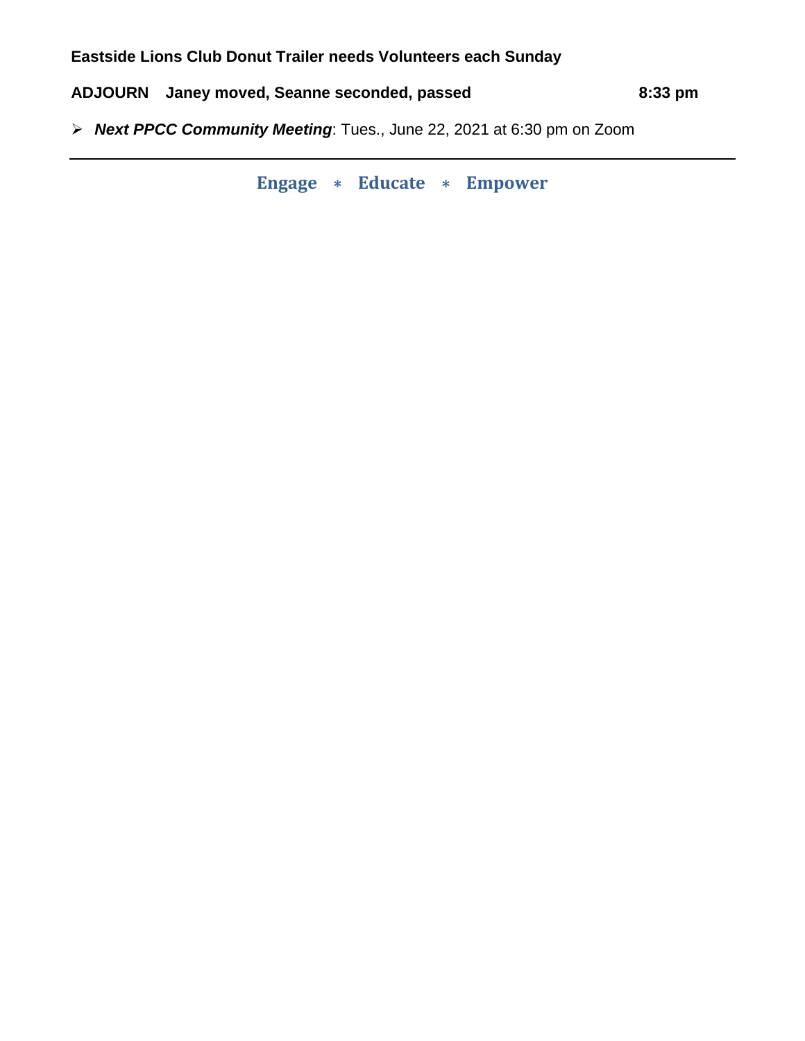**Eastside Lions Club Donut Trailer needs Volunteers each Sunday**

**ADJOURN Janey moved, Seanne seconded, passed 8:33 pm**

- ***Next PPCC Community Meeting***: Tues., June 22, 2021 at 6:30 pm on Zoom

---

**Engage * Educate * Empower**